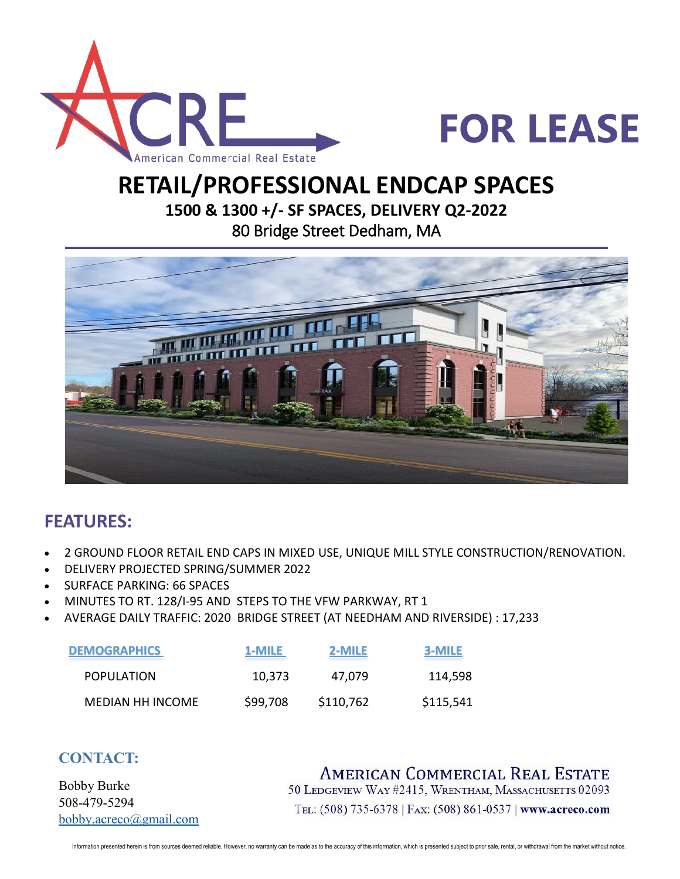American Commercial Real Estate

# FOR LEASE

# RETAIL/PROFESSIONAL ENDCAP SPACES

## 1500 & 1300 +/- SF SPACES, DELIVERY Q2-2022

80 Bridge Street Dedham, MA

## FEATURES:

- 2 GROUND FLOOR RETAIL END CAPS IN MIXED USE, UNIQUE MILL STYLE CONSTRUCTION/RENOVATION.
- DELIVERY PROJECTED SPRING/SUMMER 2022
- SURFACE PARKING: 66 SPACES
- MINUTES TO RT. 128/I-95 AND STEPS TO THE VFW PARKWAY, RT 1
- AVERAGE DAILY TRAFFIC: 2020 BRIDGE STREET (AT NEEDHAM AND RIVERSIDE) : 17,233

| DEMOGRAPHICS | 1-MILE | 2-MILE | 3-MILE |
|---|---|---|---|
| POPULATION | 10,373 | 47,079 | 114,598 |
| MEDIAN HH INCOME | $99,708 | $110,762 | $115,541 |

## CONTACT:

Bobby Burke
508-479-5294
bobby.acreco@gmail.com

**AMERICAN COMMERCIAL REAL ESTATE**
50 LEDGEVIEW WAY #2415, WRENTHAM, MASSACHUSETTS 02093
TEL: (508) 735-6378 | FAX: (508) 861-0537 | **www.acreco.com**

Information presented herein is from sources deemed reliable. However, no warranty can be made as to the accuracy of this information, which is presented subject to prior sale, rental, or withdrawal from the market without notice.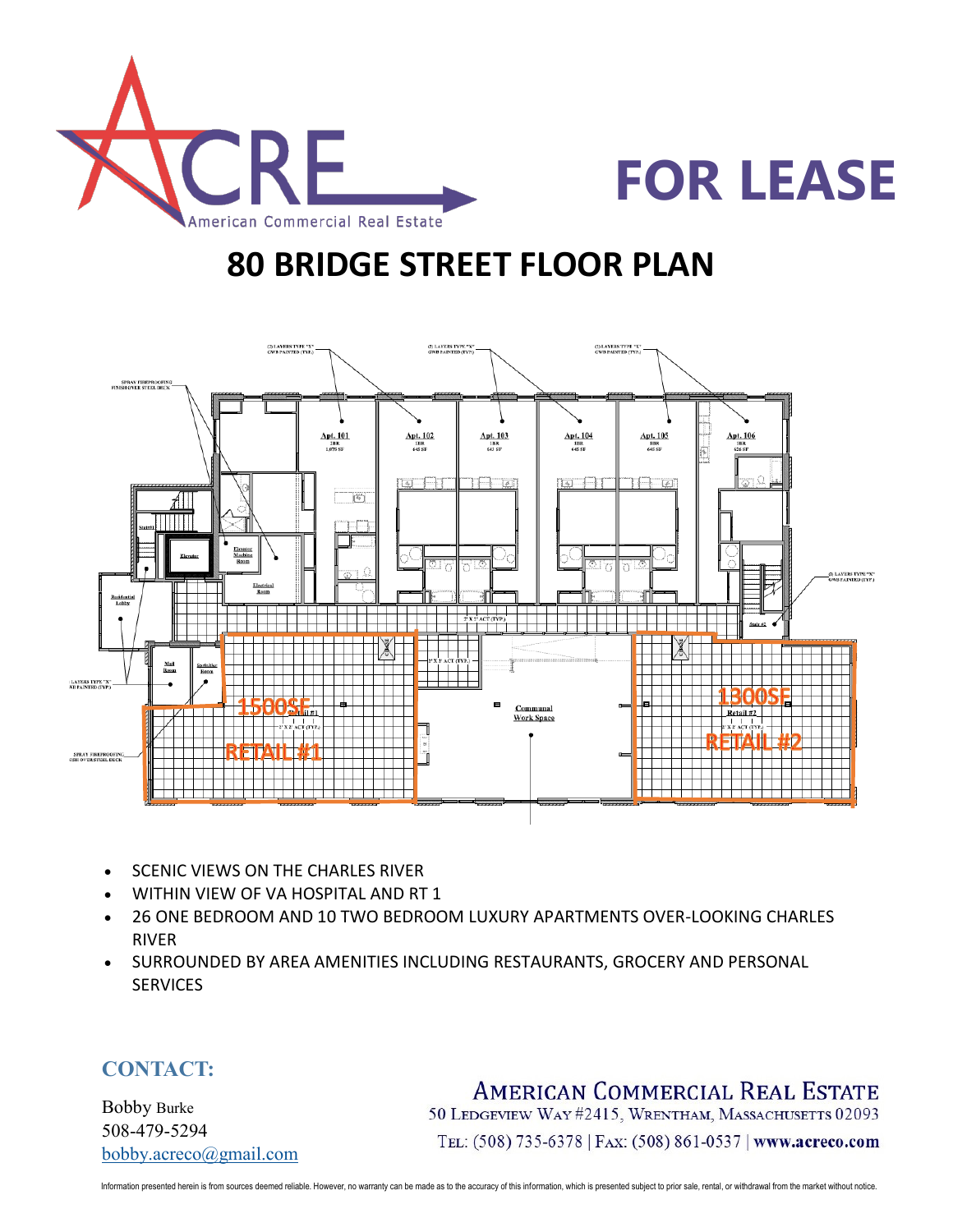# FOR LEASE

# 80 BRIDGE STREET FLOOR PLAN

1500SF
RETAIL #1

1300SF
RETAIL #2

Communal Work Space

- SCENIC VIEWS ON THE CHARLES RIVER
- WITHIN VIEW OF VA HOSPITAL AND RT 1
- 26 ONE BEDROOM AND 10 TWO BEDROOM LUXURY APARTMENTS OVER-LOOKING CHARLES RIVER
- SURROUNDED BY AREA AMENITIES INCLUDING RESTAURANTS, GROCERY AND PERSONAL SERVICES

## CONTACT:

Bobby Burke
508-479-5294
bobby.acreco@gmail.com

**AMERICAN COMMERCIAL REAL ESTATE**
50 LEDGEVIEW WAY #2415, WRENTHAM, MASSACHUSETTS 02093
TEL: (508) 735-6378 | FAX: (508) 861-0537 | **www.acreco.com**

Information presented herein is from sources deemed reliable. However, no warranty can be made as to the accuracy of this information, which is presented subject to prior sale, rental, or withdrawal from the market without notice.